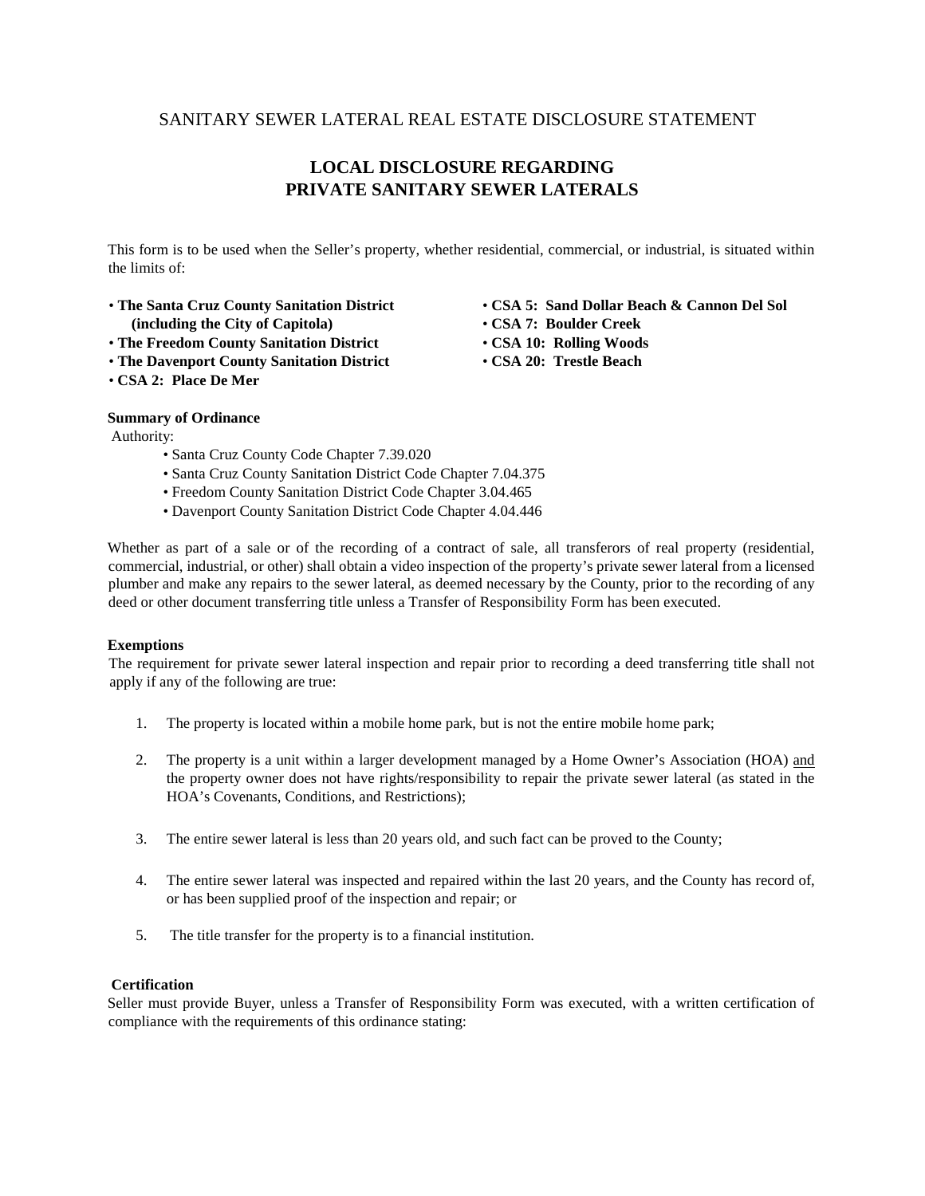SANITARY SEWER LATERAL REAL ESTATE DISCLOSURE STATEMENT

# LOCAL DISCLOSURE REGARDING PRIVATE SANITARY SEWER LATERALS

This form is to be used when the Seller's property, whether residential, commercial, or industrial, is situated within the limits of:

- **The Santa Cruz County Sanitation District (including the City of Capitola)**
- **The Freedom County Sanitation District**
- **The Davenport County Sanitation District**
- **CSA 2: Place De Mer**
- **CSA 5: Sand Dollar Beach & Cannon Del Sol**
- **CSA 7: Boulder Creek**
- **CSA 10: Rolling Woods**
- **CSA 20: Trestle Beach**

**Summary of Ordinance**

Authority:

- Santa Cruz County Code Chapter 7.39.020
- Santa Cruz County Sanitation District Code Chapter 7.04.375
- Freedom County Sanitation District Code Chapter 3.04.465
- Davenport County Sanitation District Code Chapter 4.04.446

Whether as part of a sale or of the recording of a contract of sale, all transferors of real property (residential, commercial, industrial, or other) shall obtain a video inspection of the property's private sewer lateral from a licensed plumber and make any repairs to the sewer lateral, as deemed necessary by the County, prior to the recording of any deed or other document transferring title unless a Transfer of Responsibility Form has been executed.

**Exemptions**

The requirement for private sewer lateral inspection and repair prior to recording a deed transferring title shall not apply if any of the following are true:

1. The property is located within a mobile home park, but is not the entire mobile home park;
2. The property is a unit within a larger development managed by a Home Owner's Association (HOA) and the property owner does not have rights/responsibility to repair the private sewer lateral (as stated in the HOA's Covenants, Conditions, and Restrictions);
3. The entire sewer lateral is less than 20 years old, and such fact can be proved to the County;
4. The entire sewer lateral was inspected and repaired within the last 20 years, and the County has record of, or has been supplied proof of the inspection and repair; or
5. The title transfer for the property is to a financial institution.

**Certification**

Seller must provide Buyer, unless a Transfer of Responsibility Form was executed, with a written certification of compliance with the requirements of this ordinance stating: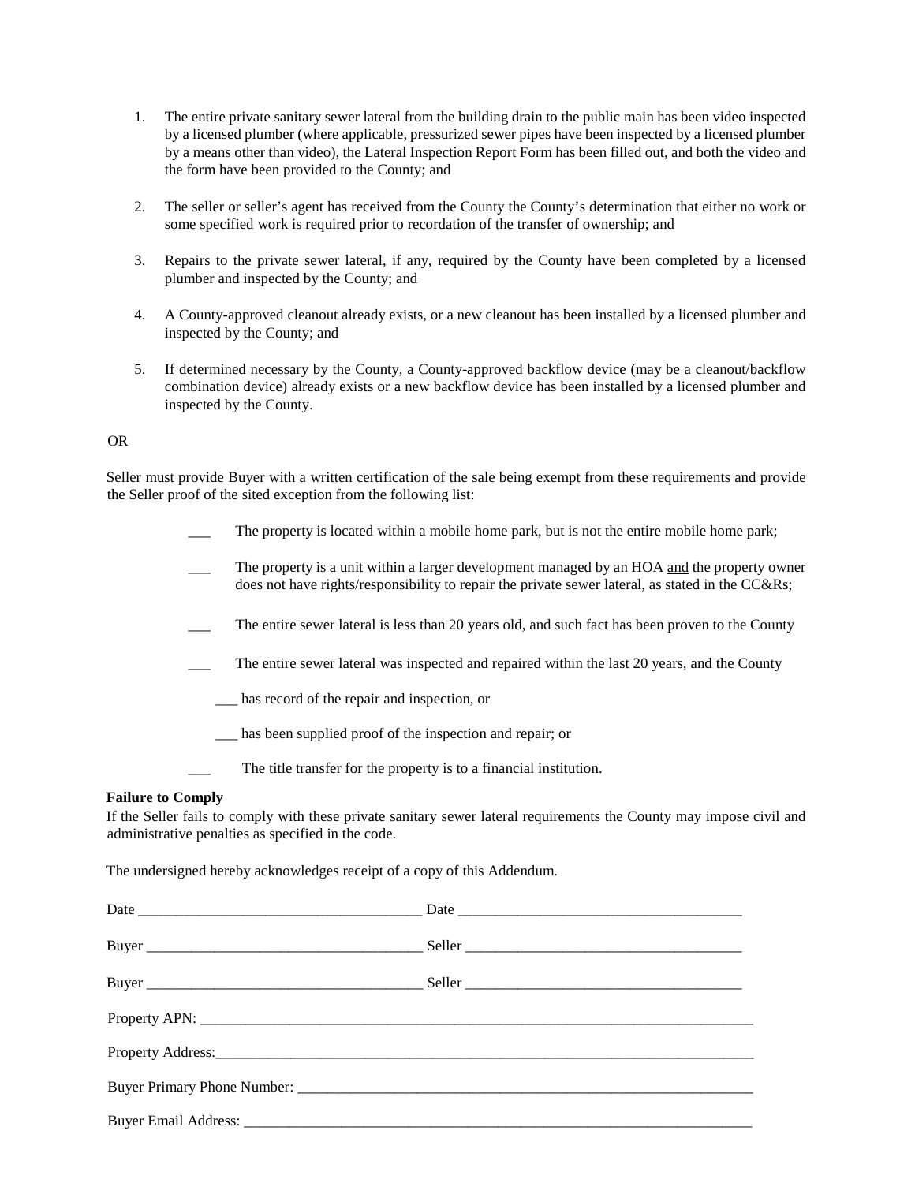1. The entire private sanitary sewer lateral from the building drain to the public main has been video inspected by a licensed plumber (where applicable, pressurized sewer pipes have been inspected by a licensed plumber by a means other than video), the Lateral Inspection Report Form has been filled out, and both the video and the form have been provided to the County; and

2. The seller or seller's agent has received from the County the County's determination that either no work or some specified work is required prior to recordation of the transfer of ownership; and

3. Repairs to the private sewer lateral, if any, required by the County have been completed by a licensed plumber and inspected by the County; and

4. A County-approved cleanout already exists, or a new cleanout has been installed by a licensed plumber and inspected by the County; and

5. If determined necessary by the County, a County-approved backflow device (may be a cleanout/backflow combination device) already exists or a new backflow device has been installed by a licensed plumber and inspected by the County.

OR

Seller must provide Buyer with a written certification of the sale being exempt from these requirements and provide the Seller proof of the sited exception from the following list:

___ The property is located within a mobile home park, but is not the entire mobile home park;

___ The property is a unit within a larger development managed by an HOA <u>and</u> the property owner does not have rights/responsibility to repair the private sewer lateral, as stated in the CC&Rs;

___ The entire sewer lateral is less than 20 years old, and such fact has been proven to the County

___ The entire sewer lateral was inspected and repaired within the last 20 years, and the County

  ___ has record of the repair and inspection, or

  ___ has been supplied proof of the inspection and repair; or

___ The title transfer for the property is to a financial institution.

**Failure to Comply**

If the Seller fails to comply with these private sanitary sewer lateral requirements the County may impose civil and administrative penalties as specified in the code.

The undersigned hereby acknowledges receipt of a copy of this Addendum.

Date ______________________________________ Date ______________________________________

Buyer _____________________________________ Seller _____________________________________

Buyer _____________________________________ Seller _____________________________________

Property APN: ____________________________________________________________________________

Property Address:__________________________________________________________________________

Buyer Primary Phone Number: _______________________________________________________________

Buyer Email Address: ______________________________________________________________________